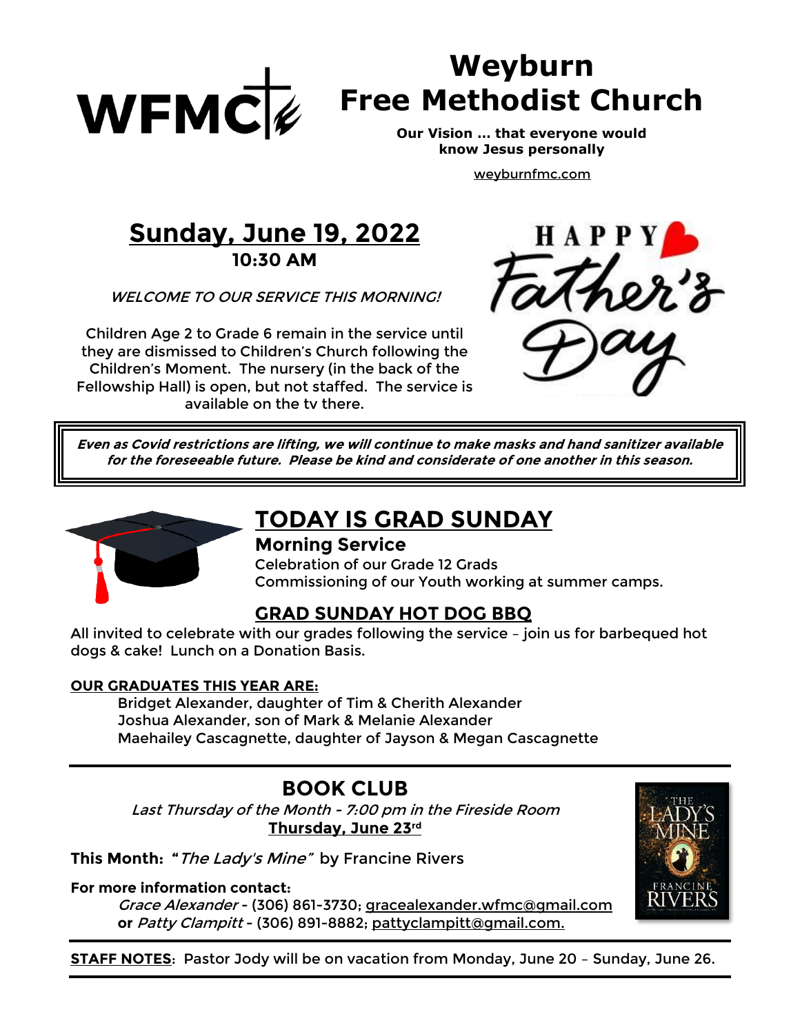WFMC

# Weyburn Free Methodist Church

**Our Vision … that everyone would know Jesus personally**

weyburnfmc.com

## Sunday, June 19, 2022

**10:30 AM**

*WELCOME TO OUR SERVICE THIS MORNING!*

Children Age 2 to Grade 6 remain in the service until they are dismissed to Children's Church following the Children's Moment. The nursery (in the back of the Fellowship Hall) is open, but not staffed. The service is available on the tv there.

HAPPY Father's Day

***Even as Covid restrictions are lifting, we will continue to make masks and hand sanitizer available for the foreseeable future. Please be kind and considerate of one another in this season.***

## TODAY IS GRAD SUNDAY

### Morning Service

Celebration of our Grade 12 Grads
Commissioning of our Youth working at summer camps.

### GRAD SUNDAY HOT DOG BBQ

All invited to celebrate with our grades following the service – join us for barbequed hot dogs & cake! Lunch on a Donation Basis.

**OUR GRADUATES THIS YEAR ARE:**

Bridget Alexander, daughter of Tim & Cherith Alexander
Joshua Alexander, son of Mark & Melanie Alexander
Maehailey Cascagnette, daughter of Jayson & Megan Cascagnette

---

## BOOK CLUB

*Last Thursday of the Month - 7:00 pm in the Fireside Room*
**Thursday, June 23rd**

**This Month: "***The Lady's Mine***"** by Francine Rivers

**For more information contact:**

*Grace Alexander* - (306) 861-3730; gracealexander.wfmc@gmail.com
**or** *Patty Clampitt* - (306) 891-8882; pattyclampitt@gmail.com.

---

**STAFF NOTES**: Pastor Jody will be on vacation from Monday, June 20 – Sunday, June 26.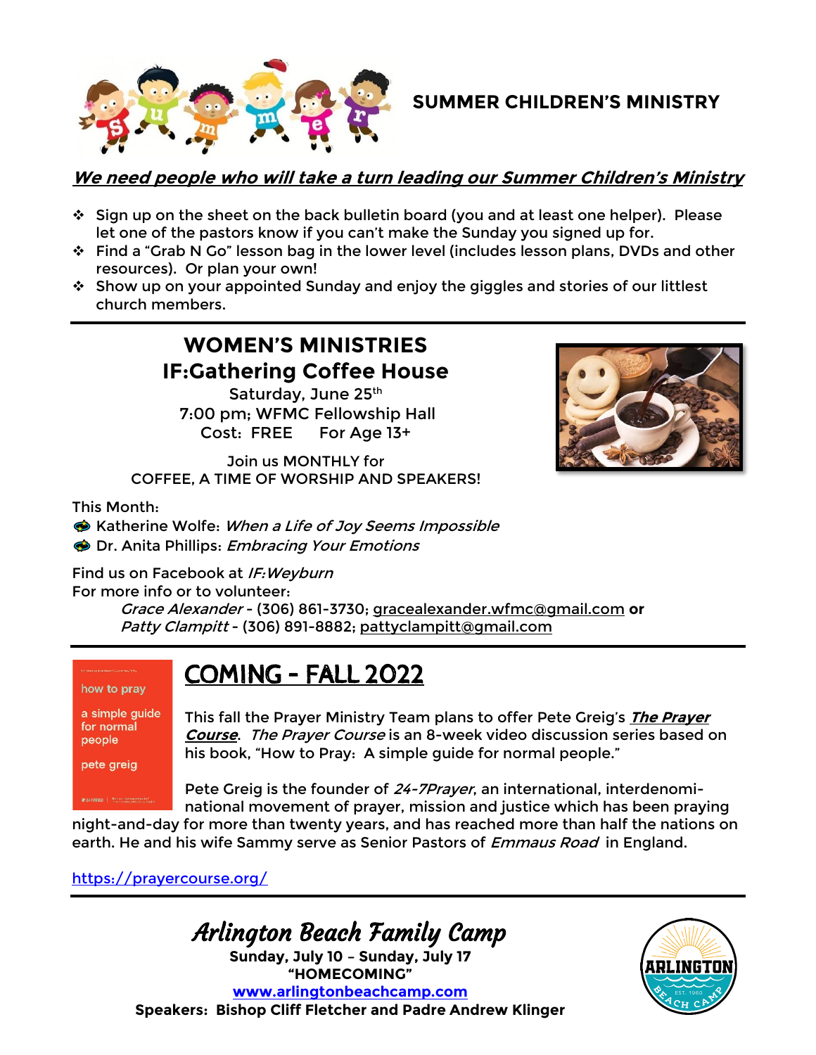## SUMMER CHILDREN'S MINISTRY

***We need people who will take a turn leading our Summer Children's Ministry***

- Sign up on the sheet on the back bulletin board (you and at least one helper). Please let one of the pastors know if you can't make the Sunday you signed up for.
- Find a "Grab N Go" lesson bag in the lower level (includes lesson plans, DVDs and other resources). Or plan your own!
- Show up on your appointed Sunday and enjoy the giggles and stories of our littlest church members.

---

## WOMEN'S MINISTRIES
## IF:Gathering Coffee House

Saturday, June 25th
7:00 pm; WFMC Fellowship Hall
Cost: FREE For Age 13+

Join us MONTHLY for
COFFEE, A TIME OF WORSHIP AND SPEAKERS!

This Month:

- Katherine Wolfe: *When a Life of Joy Seems Impossible*
- Dr. Anita Phillips: *Embracing Your Emotions*

Find us on Facebook at *IF:Weyburn*
For more info or to volunteer:
*Grace Alexander* - (306) 861-3730; gracealexander.wfmc@gmail.com **or**
*Patty Clampitt* - (306) 891-8882; pattyclampitt@gmail.com

---

## COMING - FALL 2022

how to pray
a simple guide for normal people
pete greig

This fall the Prayer Ministry Team plans to offer Pete Greig's ***The Prayer Course***. *The Prayer Course* is an 8-week video discussion series based on his book, "How to Pray: A simple guide for normal people."

Pete Greig is the founder of *24-7Prayer*, an international, interdenominational movement of prayer, mission and justice which has been praying night-and-day for more than twenty years, and has reached more than half the nations on earth. He and his wife Sammy serve as Senior Pastors of *Emmaus Road* in England.

https://prayercourse.org/

---

## *Arlington Beach Family Camp*

**Sunday, July 10 – Sunday, July 17**
**"HOMECOMING"**
**www.arlingtonbeachcamp.com**
**Speakers: Bishop Cliff Fletcher and Padre Andrew Klinger**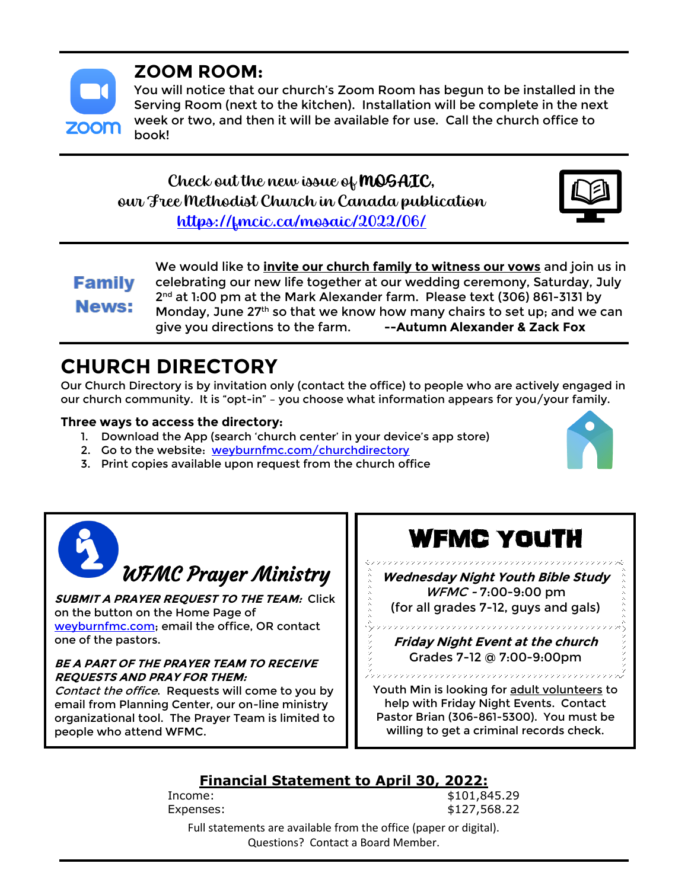## ZOOM ROOM:

You will notice that our church's Zoom Room has begun to be installed in the Serving Room (next to the kitchen). Installation will be complete in the next week or two, and then it will be available for use. Call the church office to book!

Check out the new issue of **MOSAIC**,
our Free Methodist Church in Canada publication
https://fmcic.ca/mosaic/2022/06/

**Family News:**

We would like to **invite our church family to witness our vows** and join us in celebrating our new life together at our wedding ceremony, Saturday, July 2nd at 1:00 pm at the Mark Alexander farm. Please text (306) 861-3131 by Monday, June 27th so that we know how many chairs to set up; and we can give you directions to the farm. **--Autumn Alexander & Zack Fox**

# CHURCH DIRECTORY

Our Church Directory is by invitation only (contact the office) to people who are actively engaged in our church community. It is "opt-in" – you choose what information appears for you/your family.

**Three ways to access the directory:**

1. Download the App (search 'church center' in your device's app store)
2. Go to the website: weyburnfmc.com/churchdirectory
3. Print copies available upon request from the church office

## *WFMC Prayer Ministry*

***SUBMIT A PRAYER REQUEST TO THE TEAM:*** Click on the button on the Home Page of weyburnfmc.com; email the office, OR contact one of the pastors.

***BE A PART OF THE PRAYER TEAM TO RECEIVE REQUESTS AND PRAY FOR THEM:***
*Contact the office*. Requests will come to you by email from Planning Center, our on-line ministry organizational tool. The Prayer Team is limited to people who attend WFMC.

## WFMC YOUTH

***Wednesday Night Youth Bible Study***
*WFMC* - 7:00-9:00 pm
(for all grades 7-12, guys and gals)

***Friday Night Event at the church***
Grades 7-12 @ 7:00-9:00pm

Youth Min is looking for adult volunteers to help with Friday Night Events. Contact Pastor Brian (306-861-5300). You must be willing to get a criminal records check.

## Financial Statement to April 30, 2022:

| | |
|---|---|
| Income: | $101,845.29 |
| Expenses: | $127,568.22 |

Full statements are available from the office (paper or digital).
Questions? Contact a Board Member.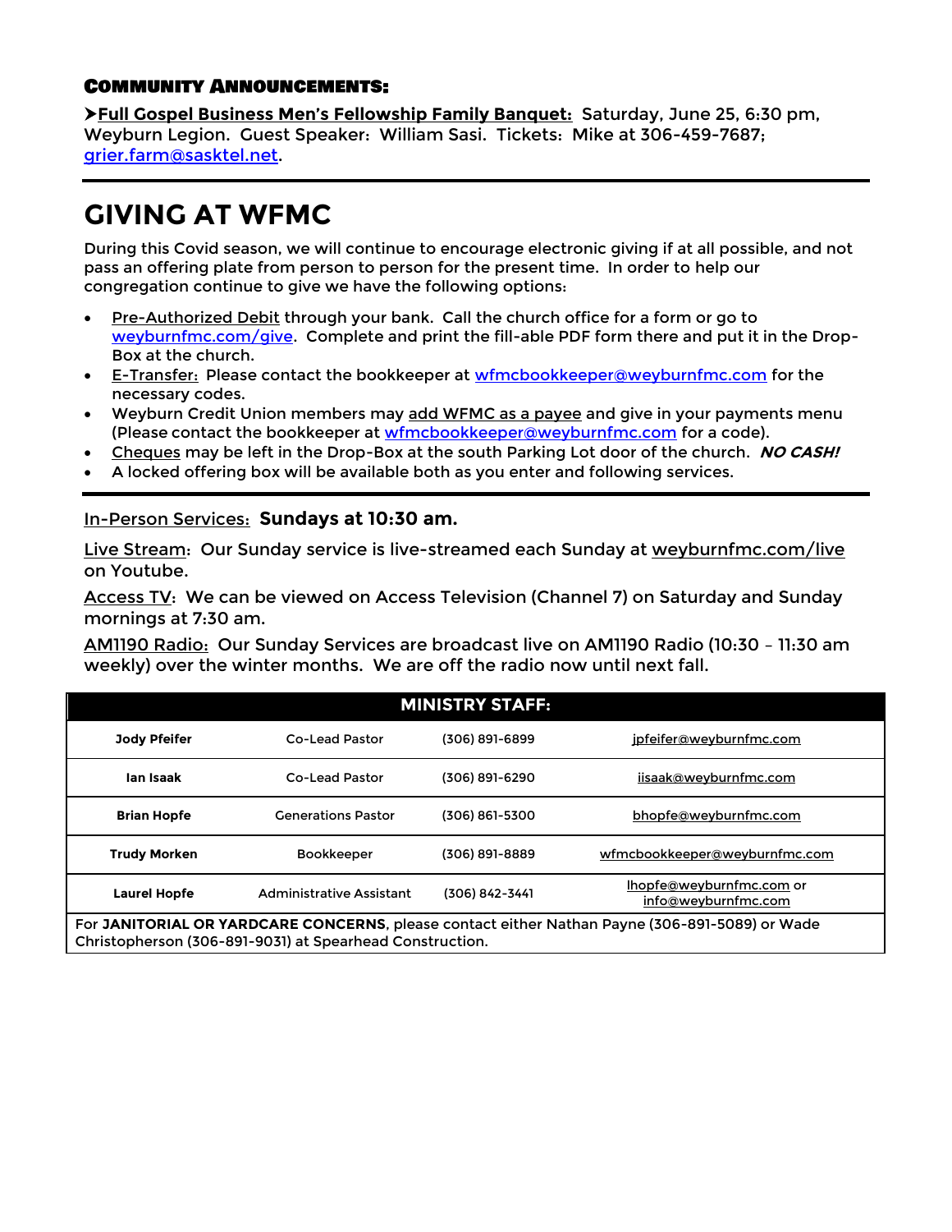### COMMUNITY ANNOUNCEMENTS:

➤**Full Gospel Business Men's Fellowship Family Banquet:** Saturday, June 25, 6:30 pm, Weyburn Legion. Guest Speaker: William Sasi. Tickets: Mike at 306-459-7687; grier.farm@sasktel.net.

---

# GIVING AT WFMC

During this Covid season, we will continue to encourage electronic giving if at all possible, and not pass an offering plate from person to person for the present time. In order to help our congregation continue to give we have the following options:

- Pre-Authorized Debit through your bank. Call the church office for a form or go to weyburnfmc.com/give. Complete and print the fill-able PDF form there and put it in the Drop-Box at the church.
- E-Transfer: Please contact the bookkeeper at wfmcbookkeeper@weyburnfmc.com for the necessary codes.
- Weyburn Credit Union members may add WFMC as a payee and give in your payments menu (Please contact the bookkeeper at wfmcbookkeeper@weyburnfmc.com for a code).
- Cheques may be left in the Drop-Box at the south Parking Lot door of the church. ***NO CASH!***
- A locked offering box will be available both as you enter and following services.

---

In-Person Services: **Sundays at 10:30 am.**

Live Stream: Our Sunday service is live-streamed each Sunday at weyburnfmc.com/live on Youtube.

Access TV: We can be viewed on Access Television (Channel 7) on Saturday and Sunday mornings at 7:30 am.

AM1190 Radio: Our Sunday Services are broadcast live on AM1190 Radio (10:30 – 11:30 am weekly) over the winter months. We are off the radio now until next fall.

| MINISTRY STAFF: | | | |
|---|---|---|---|
| **Jody Pfeifer** | Co-Lead Pastor | (306) 891-6899 | jpfeifer@weyburnfmc.com |
| **Ian Isaak** | Co-Lead Pastor | (306) 891-6290 | iisaak@weyburnfmc.com |
| **Brian Hopfe** | Generations Pastor | (306) 861-5300 | bhopfe@weyburnfmc.com |
| **Trudy Morken** | Bookkeeper | (306) 891-8889 | wfmcbookkeeper@weyburnfmc.com |
| **Laurel Hopfe** | Administrative Assistant | (306) 842-3441 | lhopfe@weyburnfmc.com or info@weyburnfmc.com |
| For **JANITORIAL OR YARDCARE CONCERNS**, please contact either Nathan Payne (306-891-5089) or Wade Christopherson (306-891-9031) at Spearhead Construction. | | | |